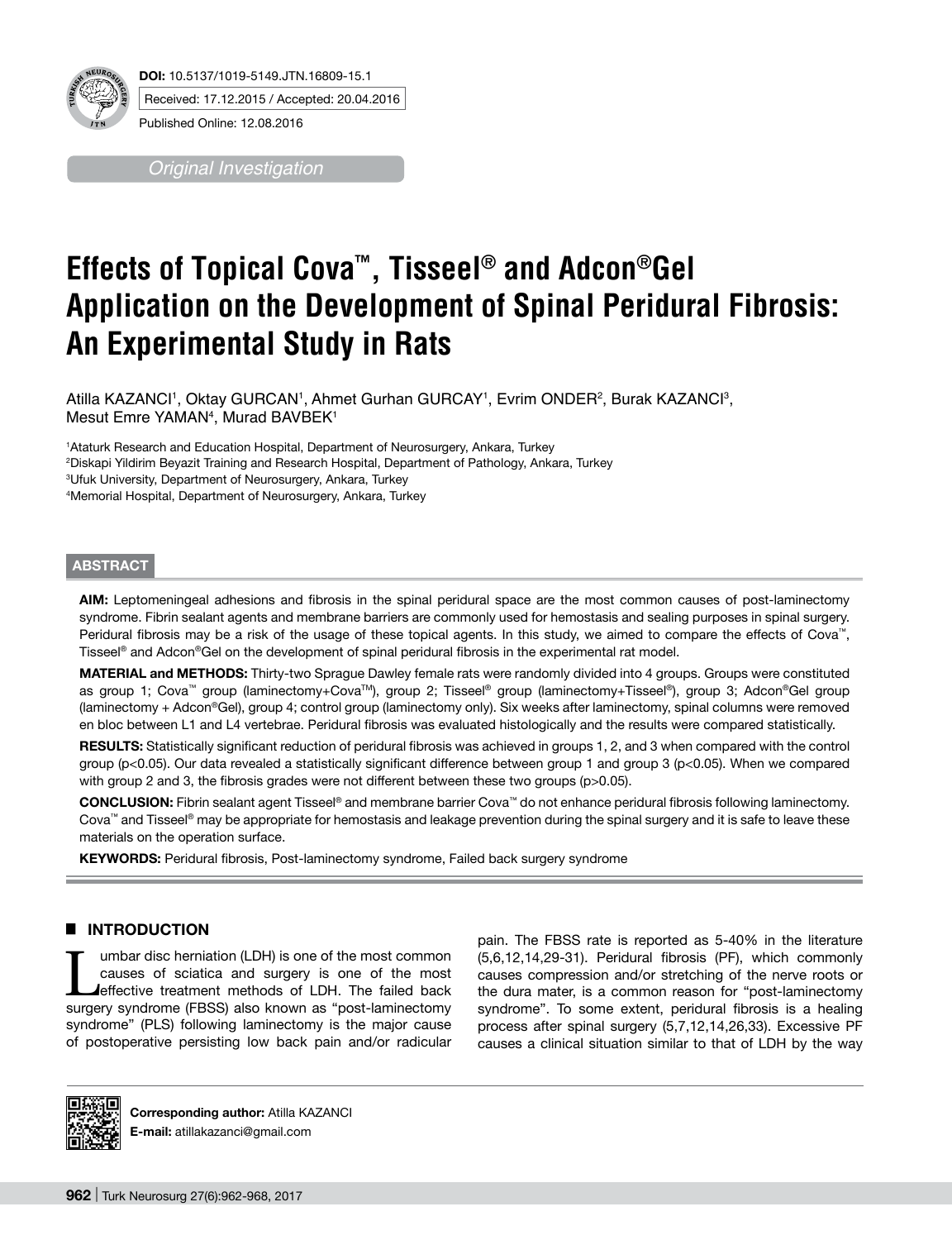**DOI:** 10.5137/1019-5149.JTN.16809-15.1

Received: 17.12.2015 / Accepted: 20.04.2016

Published Online: 12.08.2016

*Original Investigation*

# Effects of Topical Cova™, Tisseel® and Adcon®Gel Application on the Development of Spinal Peridural Fibrosis: An Experimental Study in Rats

Atilla KAZANCI[1], Oktay GURCAN[1], Ahmet Gurhan GURCAY[1], Evrim ONDER[2], Burak KAZANCI[3], Mesut Emre YAMAN[4], Murad BAVBEK[1]

[1]Ataturk Research and Education Hospital, Department of Neurosurgery, Ankara, Turkey
[2]Diskapi Yildirim Beyazit Training and Research Hospital, Department of Pathology, Ankara, Turkey
[3]Ufuk University, Department of Neurosurgery, Ankara, Turkey
[4]Memorial Hospital, Department of Neurosurgery, Ankara, Turkey

## ABSTRACT

**AIM:** Leptomeningeal adhesions and fibrosis in the spinal peridural space are the most common causes of post-laminectomy syndrome. Fibrin sealant agents and membrane barriers are commonly used for hemostasis and sealing purposes in spinal surgery. Peridural fibrosis may be a risk of the usage of these topical agents. In this study, we aimed to compare the effects of Cova™, Tisseel® and Adcon®Gel on the development of spinal peridural fibrosis in the experimental rat model.

**MATERIAL and METHODS:** Thirty-two Sprague Dawley female rats were randomly divided into 4 groups. Groups were constituted as group 1; Cova™ group (laminectomy+Cova™), group 2; Tisseel® group (laminectomy+Tisseel®), group 3; Adcon®Gel group (laminectomy + Adcon®Gel), group 4; control group (laminectomy only). Six weeks after laminectomy, spinal columns were removed en bloc between L1 and L4 vertebrae. Peridural fibrosis was evaluated histologically and the results were compared statistically.

**RESULTS:** Statistically significant reduction of peridural fibrosis was achieved in groups 1, 2, and 3 when compared with the control group ($p<0.05$). Our data revealed a statistically significant difference between group 1 and group 3 ($p<0.05$). When we compared with group 2 and 3, the fibrosis grades were not different between these two groups ($p>0.05$).

**CONCLUSION:** Fibrin sealant agent Tisseel® and membrane barrier Cova™ do not enhance peridural fibrosis following laminectomy. Cova™ and Tisseel® may be appropriate for hemostasis and leakage prevention during the spinal surgery and it is safe to leave these materials on the operation surface.

**KEYWORDS:** Peridural fibrosis, Post-laminectomy syndrome, Failed back surgery syndrome

## INTRODUCTION

Lumbar disc herniation (LDH) is one of the most common causes of sciatica and surgery is one of the most effective treatment methods of LDH. The failed back surgery syndrome (FBSS) also known as "post-laminectomy syndrome" (PLS) following laminectomy is the major cause of postoperative persisting low back pain and/or radicular pain. The FBSS rate is reported as 5-40% in the literature (5,6,12,14,29-31). Peridural fibrosis (PF), which commonly causes compression and/or stretching of the nerve roots or the dura mater, is a common reason for "post-laminectomy syndrome". To some extent, peridural fibrosis is a healing process after spinal surgery (5,7,12,14,26,33). Excessive PF causes a clinical situation similar to that of LDH by the way

**Corresponding author:** Atilla KAZANCI
**E-mail:** atillakazanci@gmail.com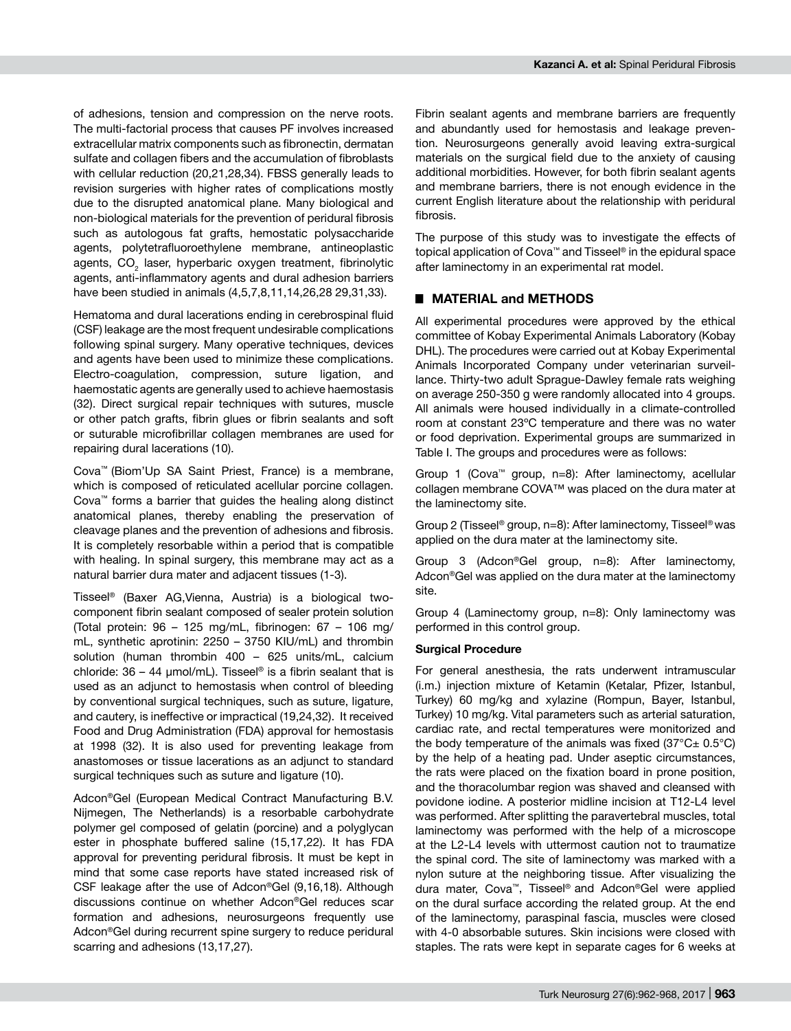of adhesions, tension and compression on the nerve roots. The multi-factorial process that causes PF involves increased extracellular matrix components such as fibronectin, dermatan sulfate and collagen fibers and the accumulation of fibroblasts with cellular reduction (20,21,28,34). FBSS generally leads to revision surgeries with higher rates of complications mostly due to the disrupted anatomical plane. Many biological and non-biological materials for the prevention of peridural fibrosis such as autologous fat grafts, hemostatic polysaccharide agents, polytetrafluoroethylene membrane, antineoplastic agents, $CO_2$ laser, hyperbaric oxygen treatment, fibrinolytic agents, anti-inflammatory agents and dural adhesion barriers have been studied in animals (4,5,7,8,11,14,26,28 29,31,33).

Hematoma and dural lacerations ending in cerebrospinal fluid (CSF) leakage are the most frequent undesirable complications following spinal surgery. Many operative techniques, devices and agents have been used to minimize these complications. Electro-coagulation, compression, suture ligation, and haemostatic agents are generally used to achieve haemostasis (32). Direct surgical repair techniques with sutures, muscle or other patch grafts, fibrin glues or fibrin sealants and soft or suturable microfibrillar collagen membranes are used for repairing dural lacerations (10).

Cova™ (Biom'Up SA Saint Priest, France) is a membrane, which is composed of reticulated acellular porcine collagen. Cova™ forms a barrier that guides the healing along distinct anatomical planes, thereby enabling the preservation of cleavage planes and the prevention of adhesions and fibrosis. It is completely resorbable within a period that is compatible with healing. In spinal surgery, this membrane may act as a natural barrier dura mater and adjacent tissues (1-3).

Tisseel® (Baxer AG,Vienna, Austria) is a biological two-component fibrin sealant composed of sealer protein solution (Total protein: 96 – 125 mg/mL, fibrinogen: 67 – 106 mg/mL, synthetic aprotinin: 2250 – 3750 KIU/mL) and thrombin solution (human thrombin 400 – 625 units/mL, calcium chloride: 36 – 44 µmol/mL). Tisseel® is a fibrin sealant that is used as an adjunct to hemostasis when control of bleeding by conventional surgical techniques, such as suture, ligature, and cautery, is ineffective or impractical (19,24,32). It received Food and Drug Administration (FDA) approval for hemostasis at 1998 (32). It is also used for preventing leakage from anastomoses or tissue lacerations as an adjunct to standard surgical techniques such as suture and ligature (10).

Adcon®Gel (European Medical Contract Manufacturing B.V. Nijmegen, The Netherlands) is a resorbable carbohydrate polymer gel composed of gelatin (porcine) and a polyglycan ester in phosphate buffered saline (15,17,22). It has FDA approval for preventing peridural fibrosis. It must be kept in mind that some case reports have stated increased risk of CSF leakage after the use of Adcon®Gel (9,16,18). Although discussions continue on whether Adcon®Gel reduces scar formation and adhesions, neurosurgeons frequently use Adcon®Gel during recurrent spine surgery to reduce peridural scarring and adhesions (13,17,27).

Fibrin sealant agents and membrane barriers are frequently and abundantly used for hemostasis and leakage prevention. Neurosurgeons generally avoid leaving extra-surgical materials on the surgical field due to the anxiety of causing additional morbidities. However, for both fibrin sealant agents and membrane barriers, there is not enough evidence in the current English literature about the relationship with peridural fibrosis.

The purpose of this study was to investigate the effects of topical application of Cova™ and Tisseel® in the epidural space after laminectomy in an experimental rat model.

## MATERIAL and METHODS

All experimental procedures were approved by the ethical committee of Kobay Experimental Animals Laboratory (Kobay DHL). The procedures were carried out at Kobay Experimental Animals Incorporated Company under veterinarian surveillance. Thirty-two adult Sprague-Dawley female rats weighing on average 250-350 g were randomly allocated into 4 groups. All animals were housed individually in a climate-controlled room at constant 23ºC temperature and there was no water or food deprivation. Experimental groups are summarized in Table I. The groups and procedures were as follows:

Group 1 (Cova™ group, n=8): After laminectomy, acellular collagen membrane COVA™ was placed on the dura mater at the laminectomy site.

Group 2 (Tisseel® group, n=8): After laminectomy, Tisseel® was applied on the dura mater at the laminectomy site.

Group 3 (Adcon®Gel group, n=8): After laminectomy, Adcon®Gel was applied on the dura mater at the laminectomy site.

Group 4 (Laminectomy group, n=8): Only laminectomy was performed in this control group.

**Surgical Procedure**

For general anesthesia, the rats underwent intramuscular (i.m.) injection mixture of Ketamin (Ketalar, Pfizer, Istanbul, Turkey) 60 mg/kg and xylazine (Rompun, Bayer, Istanbul, Turkey) 10 mg/kg. Vital parameters such as arterial saturation, cardiac rate, and rectal temperatures were monitorized and the body temperature of the animals was fixed (37°C± 0.5°C) by the help of a heating pad. Under aseptic circumstances, the rats were placed on the fixation board in prone position, and the thoracolumbar region was shaved and cleansed with povidone iodine. A posterior midline incision at T12-L4 level was performed. After splitting the paravertebral muscles, total laminectomy was performed with the help of a microscope at the L2-L4 levels with uttermost caution not to traumatize the spinal cord. The site of laminectomy was marked with a nylon suture at the neighboring tissue. After visualizing the dura mater, Cova™, Tisseel® and Adcon®Gel were applied on the dural surface according the related group. At the end of the laminectomy, paraspinal fascia, muscles were closed with 4-0 absorbable sutures. Skin incisions were closed with staples. The rats were kept in separate cages for 6 weeks at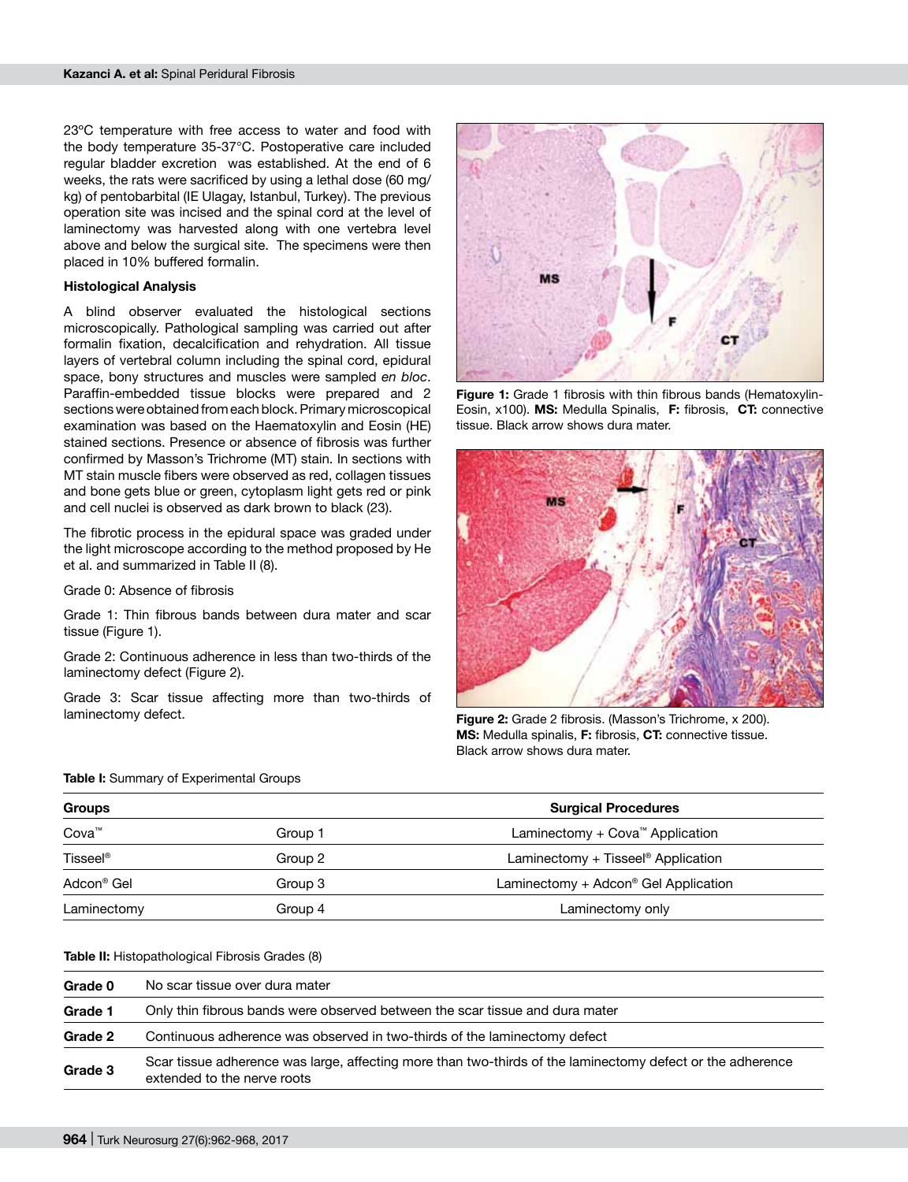23ºC temperature with free access to water and food with the body temperature 35-37°C. Postoperative care included regular bladder excretion was established. At the end of 6 weeks, the rats were sacrificed by using a lethal dose (60 mg/kg) of pentobarbital (IE Ulagay, Istanbul, Turkey). The previous operation site was incised and the spinal cord at the level of laminectomy was harvested along with one vertebra level above and below the surgical site. The specimens were then placed in 10% buffered formalin.

### Histological Analysis

A blind observer evaluated the histological sections microscopically. Pathological sampling was carried out after formalin fixation, decalcification and rehydration. All tissue layers of vertebral column including the spinal cord, epidural space, bony structures and muscles were sampled *en bloc*. Paraffin-embedded tissue blocks were prepared and 2 sections were obtained from each block. Primary microscopical examination was based on the Haematoxylin and Eosin (HE) stained sections. Presence or absence of fibrosis was further confirmed by Masson's Trichrome (MT) stain. In sections with MT stain muscle fibers were observed as red, collagen tissues and bone gets blue or green, cytoplasm light gets red or pink and cell nuclei is observed as dark brown to black (23).

The fibrotic process in the epidural space was graded under the light microscope according to the method proposed by He et al. and summarized in Table II (8).

Grade 0: Absence of fibrosis

Grade 1: Thin fibrous bands between dura mater and scar tissue (Figure 1).

Grade 2: Continuous adherence in less than two-thirds of the laminectomy defect (Figure 2).

Grade 3: Scar tissue affecting more than two-thirds of laminectomy defect.

**Figure 1:** Grade 1 fibrosis with thin fibrous bands (Hematoxylin-Eosin, x100). **MS:** Medulla Spinalis, **F:** fibrosis, **CT:** connective tissue. Black arrow shows dura mater.

**Figure 2:** Grade 2 fibrosis. (Masson's Trichrome, x 200). **MS:** Medulla spinalis, **F:** fibrosis, **CT:** connective tissue. Black arrow shows dura mater.

**Table I:** Summary of Experimental Groups

| Groups | | Surgical Procedures |
|---|---|---|
| Cova™ | Group 1 | Laminectomy + Cova™ Application |
| Tisseel® | Group 2 | Laminectomy + Tisseel® Application |
| Adcon® Gel | Group 3 | Laminectomy + Adcon® Gel Application |
| Laminectomy | Group 4 | Laminectomy only |

**Table II:** Histopathological Fibrosis Grades (8)

| | |
|---|---|
| **Grade 0** | No scar tissue over dura mater |
| **Grade 1** | Only thin fibrous bands were observed between the scar tissue and dura mater |
| **Grade 2** | Continuous adherence was observed in two-thirds of the laminectomy defect |
| **Grade 3** | Scar tissue adherence was large, affecting more than two-thirds of the laminectomy defect or the adherence extended to the nerve roots |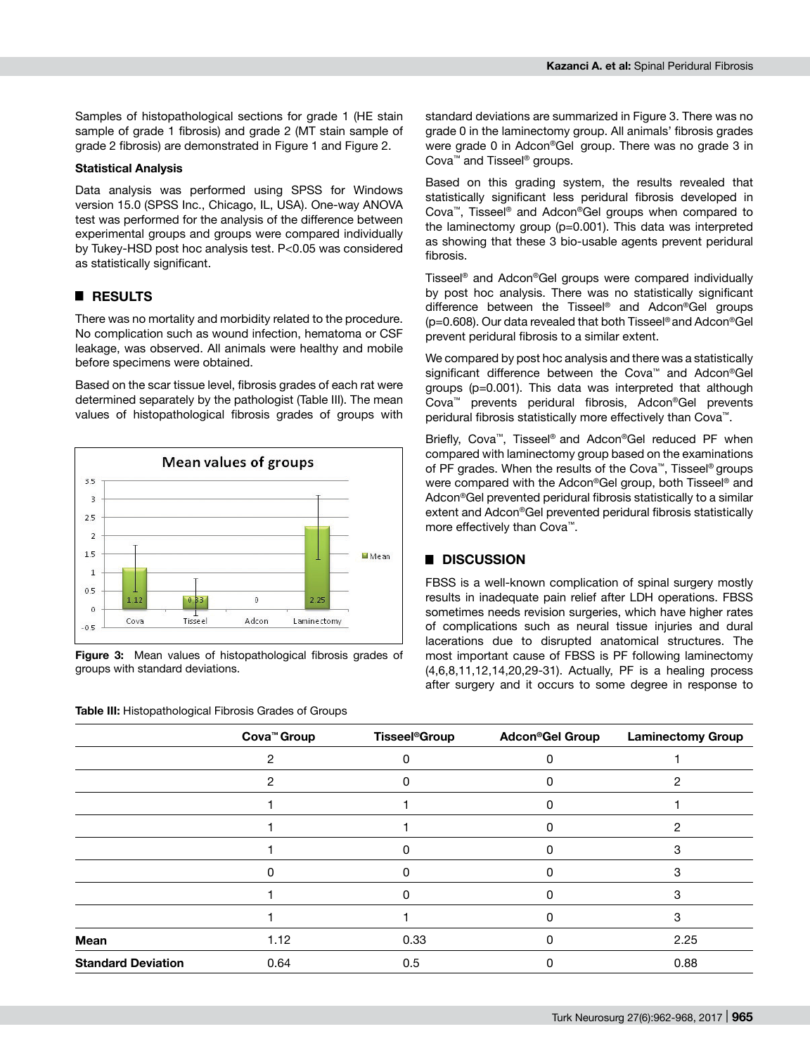Samples of histopathological sections for grade 1 (HE stain sample of grade 1 fibrosis) and grade 2 (MT stain sample of grade 2 fibrosis) are demonstrated in Figure 1 and Figure 2.

**Statistical Analysis**

Data analysis was performed using SPSS for Windows version 15.0 (SPSS Inc., Chicago, IL, USA). One-way ANOVA test was performed for the analysis of the difference between experimental groups and groups were compared individually by Tukey-HSD post hoc analysis test. P<0.05 was considered as statistically significant.

## RESULTS

There was no mortality and morbidity related to the procedure. No complication such as wound infection, hematoma or CSF leakage, was observed. All animals were healthy and mobile before specimens were obtained.

Based on the scar tissue level, fibrosis grades of each rat were determined separately by the pathologist (Table III). The mean values of histopathological fibrosis grades of groups with standard deviations are summarized in Figure 3. There was no grade 0 in the laminectomy group. All animals' fibrosis grades were grade 0 in Adcon®Gel group. There was no grade 3 in Cova™ and Tisseel® groups.

**Figure 3:** Mean values of histopathological fibrosis grades of groups with standard deviations.

Based on this grading system, the results revealed that statistically significant less peridural fibrosis developed in Cova™, Tisseel® and Adcon®Gel groups when compared to the laminectomy group (p=0.001). This data was interpreted as showing that these 3 bio-usable agents prevent peridural fibrosis.

Tisseel® and Adcon®Gel groups were compared individually by post hoc analysis. There was no statistically significant difference between the Tisseel® and Adcon®Gel groups (p=0.608). Our data revealed that both Tisseel® and Adcon®Gel prevent peridural fibrosis to a similar extent.

We compared by post hoc analysis and there was a statistically significant difference between the Cova™ and Adcon®Gel groups (p=0.001). This data was interpreted that although Cova™ prevents peridural fibrosis, Adcon®Gel prevents peridural fibrosis statistically more effectively than Cova™.

Briefly, Cova™, Tisseel® and Adcon®Gel reduced PF when compared with laminectomy group based on the examinations of PF grades. When the results of the Cova™, Tisseel® groups were compared with the Adcon®Gel group, both Tisseel® and Adcon®Gel prevented peridural fibrosis statistically to a similar extent and Adcon®Gel prevented peridural fibrosis statistically more effectively than Cova™.

## DISCUSSION

FBSS is a well-known complication of spinal surgery mostly results in inadequate pain relief after LDH operations. FBSS sometimes needs revision surgeries, which have higher rates of complications such as neural tissue injuries and dural lacerations due to disrupted anatomical structures. The most important cause of FBSS is PF following laminectomy (4,6,8,11,12,14,20,29-31). Actually, PF is a healing process after surgery and it occurs to some degree in response to

**Table III:** Histopathological Fibrosis Grades of Groups

| | Cova™ Group | Tisseel® Group | Adcon®Gel Group | Laminectomy Group |
|---|---|---|---|---|
| | 2 | 0 | 0 | 1 |
| | 2 | 0 | 0 | 2 |
| | 1 | 1 | 0 | 1 |
| | 1 | 1 | 0 | 2 |
| | 1 | 0 | 0 | 3 |
| | 0 | 0 | 0 | 3 |
| | 1 | 0 | 0 | 3 |
| | 1 | 1 | 0 | 3 |
| **Mean** | 1.12 | 0.33 | 0 | 2.25 |
| **Standard Deviation** | 0.64 | 0.5 | 0 | 0.88 |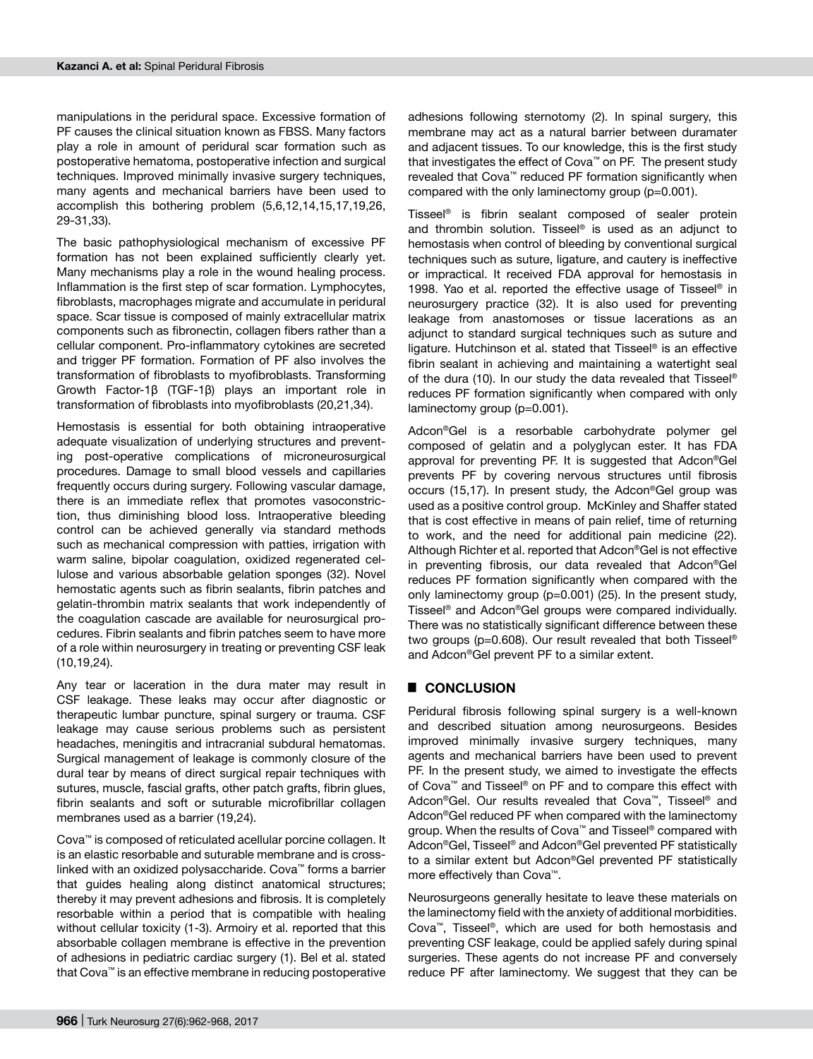manipulations in the peridural space. Excessive formation of PF causes the clinical situation known as FBSS. Many factors play a role in amount of peridural scar formation such as postoperative hematoma, postoperative infection and surgical techniques. Improved minimally invasive surgery techniques, many agents and mechanical barriers have been used to accomplish this bothering problem (5,6,12,14,15,17,19,26, 29-31,33).

The basic pathophysiological mechanism of excessive PF formation has not been explained sufficiently clearly yet. Many mechanisms play a role in the wound healing process. Inflammation is the first step of scar formation. Lymphocytes, fibroblasts, macrophages migrate and accumulate in peridural space. Scar tissue is composed of mainly extracellular matrix components such as fibronectin, collagen fibers rather than a cellular component. Pro-inflammatory cytokines are secreted and trigger PF formation. Formation of PF also involves the transformation of fibroblasts to myofibroblasts. Transforming Growth Factor-1β (TGF-1β) plays an important role in transformation of fibroblasts into myofibroblasts (20,21,34).

Hemostasis is essential for both obtaining intraoperative adequate visualization of underlying structures and preventing post-operative complications of microneurosurgical procedures. Damage to small blood vessels and capillaries frequently occurs during surgery. Following vascular damage, there is an immediate reflex that promotes vasoconstriction, thus diminishing blood loss. Intraoperative bleeding control can be achieved generally via standard methods such as mechanical compression with patties, irrigation with warm saline, bipolar coagulation, oxidized regenerated cellulose and various absorbable gelation sponges (32). Novel hemostatic agents such as fibrin sealants, fibrin patches and gelatin-thrombin matrix sealants that work independently of the coagulation cascade are available for neurosurgical procedures. Fibrin sealants and fibrin patches seem to have more of a role within neurosurgery in treating or preventing CSF leak (10,19,24).

Any tear or laceration in the dura mater may result in CSF leakage. These leaks may occur after diagnostic or therapeutic lumbar puncture, spinal surgery or trauma. CSF leakage may cause serious problems such as persistent headaches, meningitis and intracranial subdural hematomas. Surgical management of leakage is commonly closure of the dural tear by means of direct surgical repair techniques with sutures, muscle, fascial grafts, other patch grafts, fibrin glues, fibrin sealants and soft or suturable microfibrillar collagen membranes used as a barrier (19,24).

Cova™ is composed of reticulated acellular porcine collagen. It is an elastic resorbable and suturable membrane and is cross-linked with an oxidized polysaccharide. Cova™ forms a barrier that guides healing along distinct anatomical structures; thereby it may prevent adhesions and fibrosis. It is completely resorbable within a period that is compatible with healing without cellular toxicity (1-3). Armoiry et al. reported that this absorbable collagen membrane is effective in the prevention of adhesions in pediatric cardiac surgery (1). Bel et al. stated that Cova™ is an effective membrane in reducing postoperative adhesions following sternotomy (2). In spinal surgery, this membrane may act as a natural barrier between duramater and adjacent tissues. To our knowledge, this is the first study that investigates the effect of Cova™ on PF. The present study revealed that Cova™ reduced PF formation significantly when compared with the only laminectomy group (p=0.001).

Tisseel® is fibrin sealant composed of sealer protein and thrombin solution. Tisseel® is used as an adjunct to hemostasis when control of bleeding by conventional surgical techniques such as suture, ligature, and cautery is ineffective or impractical. It received FDA approval for hemostasis in 1998. Yao et al. reported the effective usage of Tisseel® in neurosurgery practice (32). It is also used for preventing leakage from anastomoses or tissue lacerations as an adjunct to standard surgical techniques such as suture and ligature. Hutchinson et al. stated that Tisseel® is an effective fibrin sealant in achieving and maintaining a watertight seal of the dura (10). In our study the data revealed that Tisseel® reduces PF formation significantly when compared with only laminectomy group (p=0.001).

Adcon®Gel is a resorbable carbohydrate polymer gel composed of gelatin and a polyglycan ester. It has FDA approval for preventing PF. It is suggested that Adcon®Gel prevents PF by covering nervous structures until fibrosis occurs (15,17). In present study, the Adcon®Gel group was used as a positive control group. McKinley and Shaffer stated that is cost effective in means of pain relief, time of returning to work, and the need for additional pain medicine (22). Although Richter et al. reported that Adcon®Gel is not effective in preventing fibrosis, our data revealed that Adcon®Gel reduces PF formation significantly when compared with the only laminectomy group (p=0.001) (25). In the present study, Tisseel® and Adcon®Gel groups were compared individually. There was no statistically significant difference between these two groups (p=0.608). Our result revealed that both Tisseel® and Adcon®Gel prevent PF to a similar extent.

## CONCLUSION

Peridural fibrosis following spinal surgery is a well-known and described situation among neurosurgeons. Besides improved minimally invasive surgery techniques, many agents and mechanical barriers have been used to prevent PF. In the present study, we aimed to investigate the effects of Cova™ and Tisseel® on PF and to compare this effect with Adcon®Gel. Our results revealed that Cova™, Tisseel® and Adcon®Gel reduced PF when compared with the laminectomy group. When the results of Cova™ and Tisseel® compared with Adcon®Gel, Tisseel® and Adcon®Gel prevented PF statistically to a similar extent but Adcon®Gel prevented PF statistically more effectively than Cova™.

Neurosurgeons generally hesitate to leave these materials on the laminectomy field with the anxiety of additional morbidities. Cova™, Tisseel®, which are used for both hemostasis and preventing CSF leakage, could be applied safely during spinal surgeries. These agents do not increase PF and conversely reduce PF after laminectomy. We suggest that they can be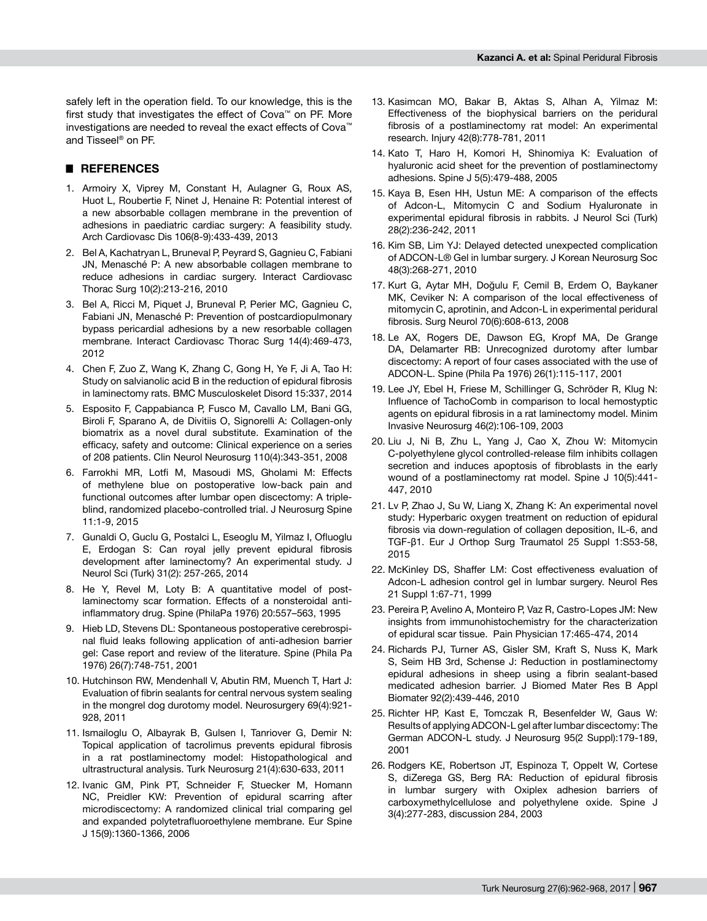safely left in the operation field. To our knowledge, this is the first study that investigates the effect of Cova™ on PF. More investigations are needed to reveal the exact effects of Cova™ and Tisseel® on PF.

## REFERENCES

1. Armoiry X, Viprey M, Constant H, Aulagner G, Roux AS, Huot L, Roubertie F, Ninet J, Henaine R: Potential interest of a new absorbable collagen membrane in the prevention of adhesions in paediatric cardiac surgery: A feasibility study. Arch Cardiovasc Dis 106(8-9):433-439, 2013
2. Bel A, Kachatryan L, Bruneval P, Peyrard S, Gagnieu C, Fabiani JN, Menasché P: A new absorbable collagen membrane to reduce adhesions in cardiac surgery. Interact Cardiovasc Thorac Surg 10(2):213-216, 2010
3. Bel A, Ricci M, Piquet J, Bruneval P, Perier MC, Gagnieu C, Fabiani JN, Menasché P: Prevention of postcardiopulmonary bypass pericardial adhesions by a new resorbable collagen membrane. Interact Cardiovasc Thorac Surg 14(4):469-473, 2012
4. Chen F, Zuo Z, Wang K, Zhang C, Gong H, Ye F, Ji A, Tao H: Study on salvianolic acid B in the reduction of epidural fibrosis in laminectomy rats. BMC Musculoskelet Disord 15:337, 2014
5. Esposito F, Cappabianca P, Fusco M, Cavallo LM, Bani GG, Biroli F, Sparano A, de Divitiis O, Signorelli A: Collagen-only biomatrix as a novel dural substitute. Examination of the efficacy, safety and outcome: Clinical experience on a series of 208 patients. Clin Neurol Neurosurg 110(4):343-351, 2008
6. Farrokhi MR, Lotfi M, Masoudi MS, Gholami M: Effects of methylene blue on postoperative low-back pain and functional outcomes after lumbar open discectomy: A triple-blind, randomized placebo-controlled trial. J Neurosurg Spine 11:1-9, 2015
7. Gunaldi O, Guclu G, Postalci L, Eseoglu M, Yilmaz I, Ofluoglu E, Erdogan S: Can royal jelly prevent epidural fibrosis development after laminectomy? An experimental study. J Neurol Sci (Turk) 31(2): 257-265, 2014
8. He Y, Revel M, Loty B: A quantitative model of post-laminectomy scar formation. Effects of a nonsteroidal anti-inflammatory drug. Spine (PhilaPa 1976) 20:557–563, 1995
9. Hieb LD, Stevens DL: Spontaneous postoperative cerebrospinal fluid leaks following application of anti-adhesion barrier gel: Case report and review of the literature. Spine (Phila Pa 1976) 26(7):748-751, 2001
10. Hutchinson RW, Mendenhall V, Abutin RM, Muench T, Hart J: Evaluation of fibrin sealants for central nervous system sealing in the mongrel dog durotomy model. Neurosurgery 69(4):921-928, 2011
11. Ismailoglu O, Albayrak B, Gulsen I, Tanriover G, Demir N: Topical application of tacrolimus prevents epidural fibrosis in a rat postlaminectomy model: Histopathological and ultrastructural analysis. Turk Neurosurg 21(4):630-633, 2011
12. Ivanic GM, Pink PT, Schneider F, Stuecker M, Homann NC, Preidler KW: Prevention of epidural scarring after microdiscectomy: A randomized clinical trial comparing gel and expanded polytetrafluoroethylene membrane. Eur Spine J 15(9):1360-1366, 2006
13. Kasimcan MO, Bakar B, Aktas S, Alhan A, Yilmaz M: Effectiveness of the biophysical barriers on the peridural fibrosis of a postlaminectomy rat model: An experimental research. Injury 42(8):778-781, 2011
14. Kato T, Haro H, Komori H, Shinomiya K: Evaluation of hyaluronic acid sheet for the prevention of postlaminectomy adhesions. Spine J 5(5):479-488, 2005
15. Kaya B, Esen HH, Ustun ME: A comparison of the effects of Adcon-L, Mitomycin C and Sodium Hyaluronate in experimental epidural fibrosis in rabbits. J Neurol Sci (Turk) 28(2):236-242, 2011
16. Kim SB, Lim YJ: Delayed detected unexpected complication of ADCON-L® Gel in lumbar surgery. J Korean Neurosurg Soc 48(3):268-271, 2010
17. Kurt G, Aytar MH, Doğulu F, Cemil B, Erdem O, Baykaner MK, Ceviker N: A comparison of the local effectiveness of mitomycin C, aprotinin, and Adcon-L in experimental peridural fibrosis. Surg Neurol 70(6):608-613, 2008
18. Le AX, Rogers DE, Dawson EG, Kropf MA, De Grange DA, Delamarter RB: Unrecognized durotomy after lumbar discectomy: A report of four cases associated with the use of ADCON-L. Spine (Phila Pa 1976) 26(1):115-117, 2001
19. Lee JY, Ebel H, Friese M, Schillinger G, Schröder R, Klug N: Influence of TachoComb in comparison to local hemostyptic agents on epidural fibrosis in a rat laminectomy model. Minim Invasive Neurosurg 46(2):106-109, 2003
20. Liu J, Ni B, Zhu L, Yang J, Cao X, Zhou W: Mitomycin C-polyethylene glycol controlled-release film inhibits collagen secretion and induces apoptosis of fibroblasts in the early wound of a postlaminectomy rat model. Spine J 10(5):441-447, 2010
21. Lv P, Zhao J, Su W, Liang X, Zhang K: An experimental novel study: Hyperbaric oxygen treatment on reduction of epidural fibrosis via down-regulation of collagen deposition, IL-6, and TGF-β1. Eur J Orthop Surg Traumatol 25 Suppl 1:S53-58, 2015
22. McKinley DS, Shaffer LM: Cost effectiveness evaluation of Adcon-L adhesion control gel in lumbar surgery. Neurol Res 21 Suppl 1:67-71, 1999
23. Pereira P, Avelino A, Monteiro P, Vaz R, Castro-Lopes JM: New insights from immunohistochemistry for the characterization of epidural scar tissue. Pain Physician 17:465-474, 2014
24. Richards PJ, Turner AS, Gisler SM, Kraft S, Nuss K, Mark S, Seim HB 3rd, Schense J: Reduction in postlaminectomy epidural adhesions in sheep using a fibrin sealant-based medicated adhesion barrier. J Biomed Mater Res B Appl Biomater 92(2):439-446, 2010
25. Richter HP, Kast E, Tomczak R, Besenfelder W, Gaus W: Results of applying ADCON-L gel after lumbar discectomy: The German ADCON-L study. J Neurosurg 95(2 Suppl):179-189, 2001
26. Rodgers KE, Robertson JT, Espinoza T, Oppelt W, Cortese S, diZerega GS, Berg RA: Reduction of epidural fibrosis in lumbar surgery with Oxiplex adhesion barriers of carboxymethylcellulose and polyethylene oxide. Spine J 3(4):277-283, discussion 284, 2003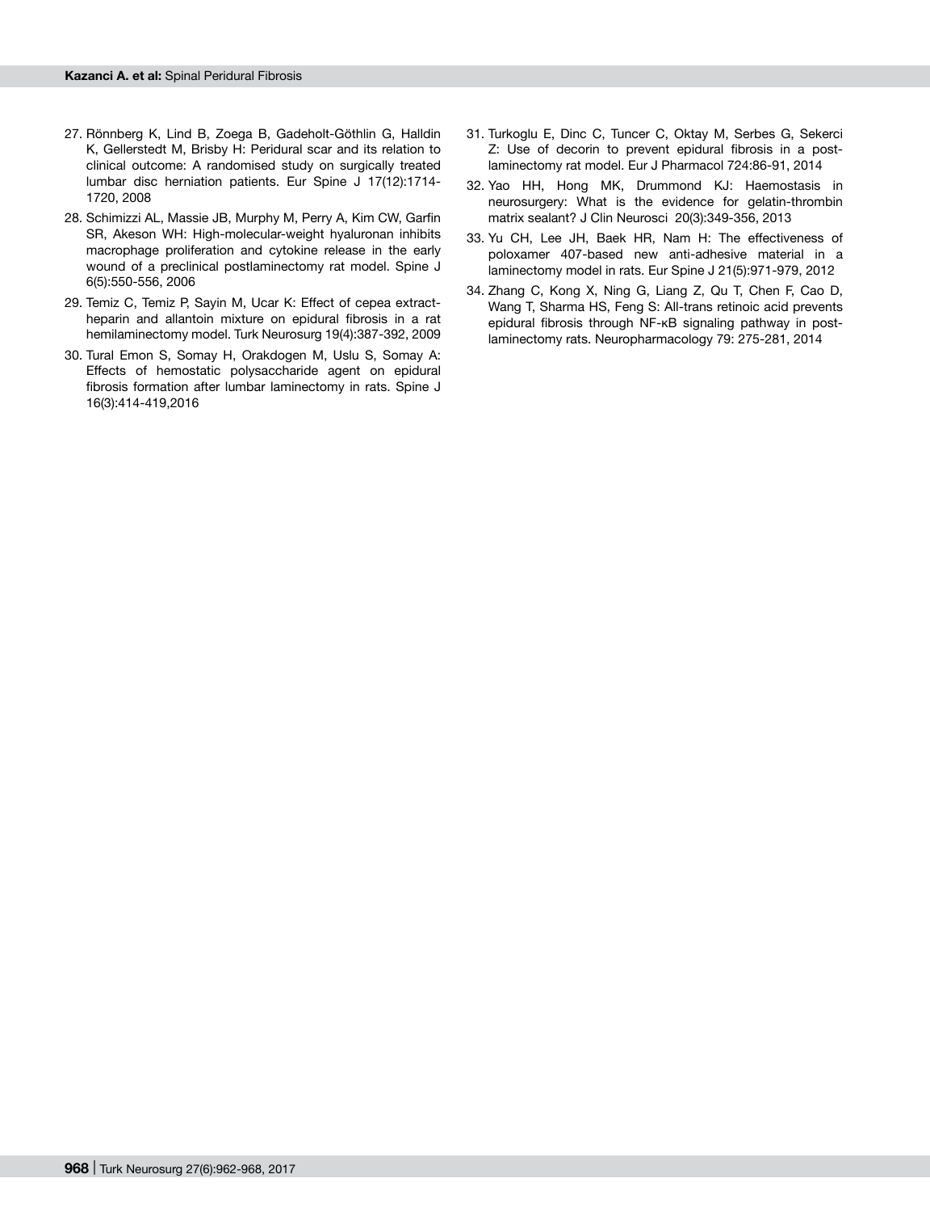27. Rönnberg K, Lind B, Zoega B, Gadeholt-Göthlin G, Halldin K, Gellerstedt M, Brisby H: Peridural scar and its relation to clinical outcome: A randomised study on surgically treated lumbar disc herniation patients. Eur Spine J 17(12):1714-1720, 2008
28. Schimizzi AL, Massie JB, Murphy M, Perry A, Kim CW, Garfin SR, Akeson WH: High-molecular-weight hyaluronan inhibits macrophage proliferation and cytokine release in the early wound of a preclinical postlaminectomy rat model. Spine J 6(5):550-556, 2006
29. Temiz C, Temiz P, Sayin M, Ucar K: Effect of cepea extract-heparin and allantoin mixture on epidural fibrosis in a rat hemilaminectomy model. Turk Neurosurg 19(4):387-392, 2009
30. Tural Emon S, Somay H, Orakdogen M, Uslu S, Somay A: Effects of hemostatic polysaccharide agent on epidural fibrosis formation after lumbar laminectomy in rats. Spine J 16(3):414-419,2016
31. Turkoglu E, Dinc C, Tuncer C, Oktay M, Serbes G, Sekerci Z: Use of decorin to prevent epidural fibrosis in a post-laminectomy rat model. Eur J Pharmacol 724:86-91, 2014
32. Yao HH, Hong MK, Drummond KJ: Haemostasis in neurosurgery: What is the evidence for gelatin-thrombin matrix sealant? J Clin Neurosci 20(3):349-356, 2013
33. Yu CH, Lee JH, Baek HR, Nam H: The effectiveness of poloxamer 407-based new anti-adhesive material in a laminectomy model in rats. Eur Spine J 21(5):971-979, 2012
34. Zhang C, Kong X, Ning G, Liang Z, Qu T, Chen F, Cao D, Wang T, Sharma HS, Feng S: All-trans retinoic acid prevents epidural fibrosis through NF-κB signaling pathway in post-laminectomy rats. Neuropharmacology 79: 275-281, 2014